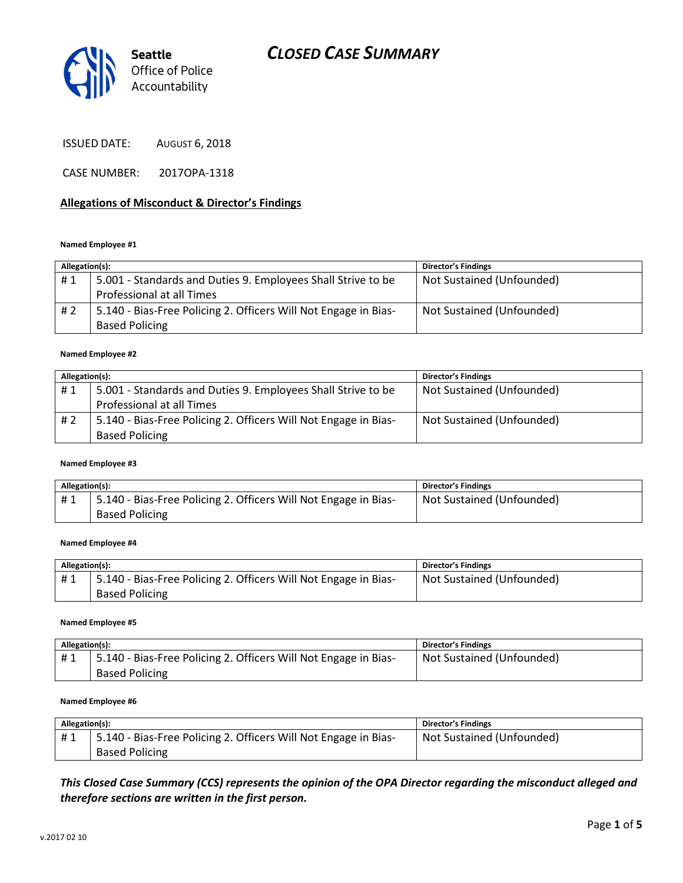Seattle Office of Police Accountability

# CLOSED CASE SUMMARY

ISSUED DATE: AUGUST 6, 2018

CASE NUMBER: 2017OPA-1318

## Allegations of Misconduct & Director's Findings

**Named Employee #1**

| Allegation(s): | | Director's Findings |
|---|---|---|
| # 1 | 5.001 - Standards and Duties 9. Employees Shall Strive to be Professional at all Times | Not Sustained (Unfounded) |
| # 2 | 5.140 - Bias-Free Policing 2. Officers Will Not Engage in Bias-Based Policing | Not Sustained (Unfounded) |

**Named Employee #2**

| Allegation(s): | | Director's Findings |
|---|---|---|
| # 1 | 5.001 - Standards and Duties 9. Employees Shall Strive to be Professional at all Times | Not Sustained (Unfounded) |
| # 2 | 5.140 - Bias-Free Policing 2. Officers Will Not Engage in Bias-Based Policing | Not Sustained (Unfounded) |

**Named Employee #3**

| Allegation(s): | | Director's Findings |
|---|---|---|
| # 1 | 5.140 - Bias-Free Policing 2. Officers Will Not Engage in Bias-Based Policing | Not Sustained (Unfounded) |

**Named Employee #4**

| Allegation(s): | | Director's Findings |
|---|---|---|
| # 1 | 5.140 - Bias-Free Policing 2. Officers Will Not Engage in Bias-Based Policing | Not Sustained (Unfounded) |

**Named Employee #5**

| Allegation(s): | | Director's Findings |
|---|---|---|
| # 1 | 5.140 - Bias-Free Policing 2. Officers Will Not Engage in Bias-Based Policing | Not Sustained (Unfounded) |

**Named Employee #6**

| Allegation(s): | | Director's Findings |
|---|---|---|
| # 1 | 5.140 - Bias-Free Policing 2. Officers Will Not Engage in Bias-Based Policing | Not Sustained (Unfounded) |

***This Closed Case Summary (CCS) represents the opinion of the OPA Director regarding the misconduct alleged and therefore sections are written in the first person.***

v.2017 02 10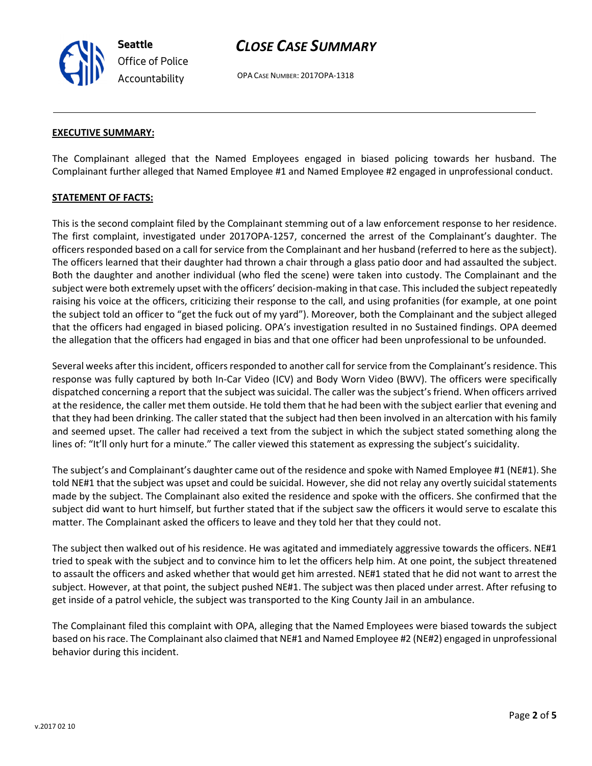**EXECUTIVE SUMMARY:**

The Complainant alleged that the Named Employees engaged in biased policing towards her husband. The Complainant further alleged that Named Employee #1 and Named Employee #2 engaged in unprofessional conduct.

**STATEMENT OF FACTS:**

This is the second complaint filed by the Complainant stemming out of a law enforcement response to her residence. The first complaint, investigated under 2017OPA-1257, concerned the arrest of the Complainant's daughter. The officers responded based on a call for service from the Complainant and her husband (referred to here as the subject). The officers learned that their daughter had thrown a chair through a glass patio door and had assaulted the subject. Both the daughter and another individual (who fled the scene) were taken into custody. The Complainant and the subject were both extremely upset with the officers' decision-making in that case. This included the subject repeatedly raising his voice at the officers, criticizing their response to the call, and using profanities (for example, at one point the subject told an officer to "get the fuck out of my yard"). Moreover, both the Complainant and the subject alleged that the officers had engaged in biased policing. OPA's investigation resulted in no Sustained findings. OPA deemed the allegation that the officers had engaged in bias and that one officer had been unprofessional to be unfounded.

Several weeks after this incident, officers responded to another call for service from the Complainant's residence. This response was fully captured by both In-Car Video (ICV) and Body Worn Video (BWV). The officers were specifically dispatched concerning a report that the subject was suicidal. The caller was the subject's friend. When officers arrived at the residence, the caller met them outside. He told them that he had been with the subject earlier that evening and that they had been drinking. The caller stated that the subject had then been involved in an altercation with his family and seemed upset. The caller had received a text from the subject in which the subject stated something along the lines of: "It'll only hurt for a minute." The caller viewed this statement as expressing the subject's suicidality.

The subject's and Complainant's daughter came out of the residence and spoke with Named Employee #1 (NE#1). She told NE#1 that the subject was upset and could be suicidal. However, she did not relay any overtly suicidal statements made by the subject. The Complainant also exited the residence and spoke with the officers. She confirmed that the subject did want to hurt himself, but further stated that if the subject saw the officers it would serve to escalate this matter. The Complainant asked the officers to leave and they told her that they could not.

The subject then walked out of his residence. He was agitated and immediately aggressive towards the officers. NE#1 tried to speak with the subject and to convince him to let the officers help him. At one point, the subject threatened to assault the officers and asked whether that would get him arrested. NE#1 stated that he did not want to arrest the subject. However, at that point, the subject pushed NE#1. The subject was then placed under arrest. After refusing to get inside of a patrol vehicle, the subject was transported to the King County Jail in an ambulance.

The Complainant filed this complaint with OPA, alleging that the Named Employees were biased towards the subject based on his race. The Complainant also claimed that NE#1 and Named Employee #2 (NE#2) engaged in unprofessional behavior during this incident.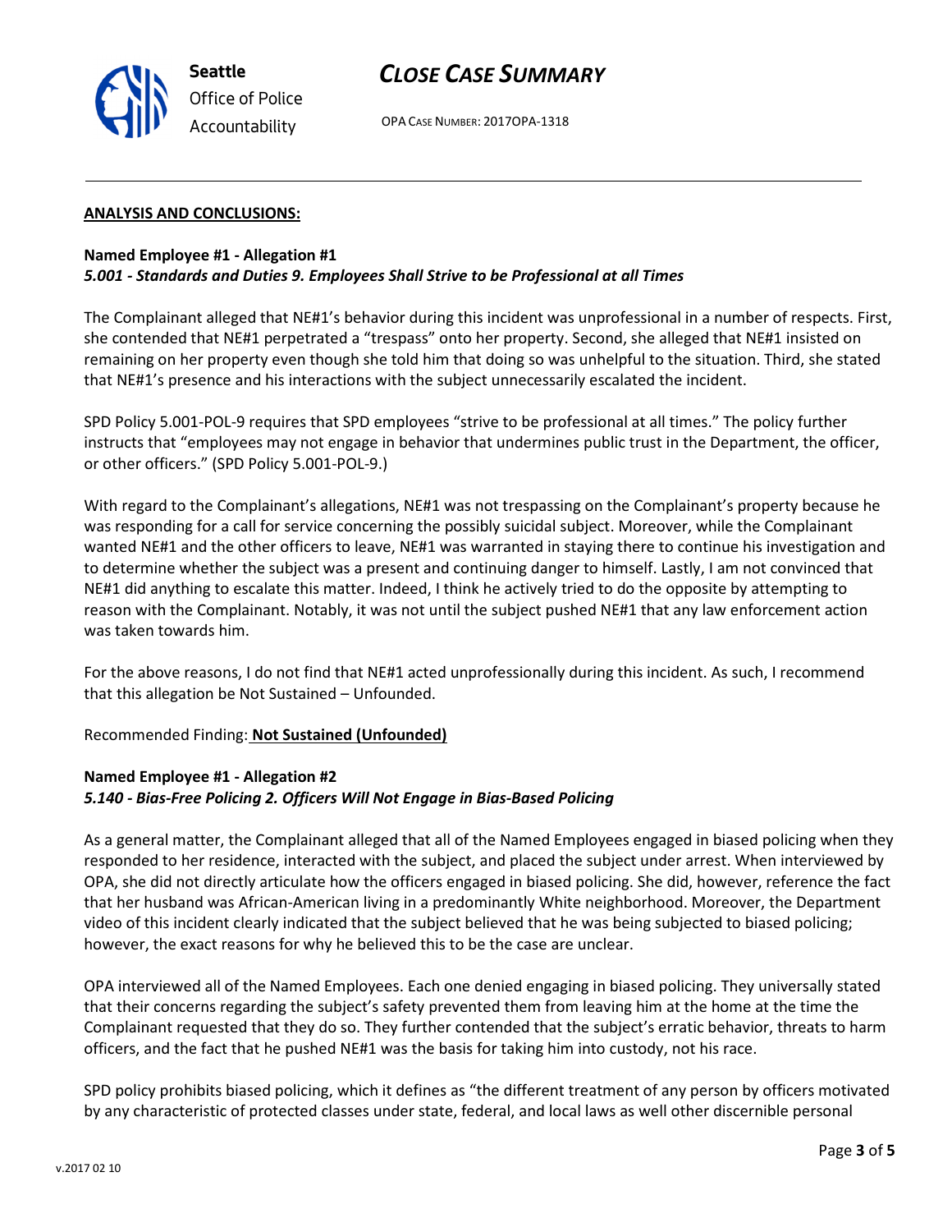## ANALYSIS AND CONCLUSIONS:

**Named Employee #1 - Allegation #1**
***5.001 - Standards and Duties 9. Employees Shall Strive to be Professional at all Times***

The Complainant alleged that NE#1's behavior during this incident was unprofessional in a number of respects. First, she contended that NE#1 perpetrated a "trespass" onto her property. Second, she alleged that NE#1 insisted on remaining on her property even though she told him that doing so was unhelpful to the situation. Third, she stated that NE#1's presence and his interactions with the subject unnecessarily escalated the incident.

SPD Policy 5.001-POL-9 requires that SPD employees "strive to be professional at all times." The policy further instructs that "employees may not engage in behavior that undermines public trust in the Department, the officer, or other officers." (SPD Policy 5.001-POL-9.)

With regard to the Complainant's allegations, NE#1 was not trespassing on the Complainant's property because he was responding for a call for service concerning the possibly suicidal subject. Moreover, while the Complainant wanted NE#1 and the other officers to leave, NE#1 was warranted in staying there to continue his investigation and to determine whether the subject was a present and continuing danger to himself. Lastly, I am not convinced that NE#1 did anything to escalate this matter. Indeed, I think he actively tried to do the opposite by attempting to reason with the Complainant. Notably, it was not until the subject pushed NE#1 that any law enforcement action was taken towards him.

For the above reasons, I do not find that NE#1 acted unprofessionally during this incident. As such, I recommend that this allegation be Not Sustained – Unfounded.

Recommended Finding: **Not Sustained (Unfounded)**

**Named Employee #1 - Allegation #2**
***5.140 - Bias-Free Policing 2. Officers Will Not Engage in Bias-Based Policing***

As a general matter, the Complainant alleged that all of the Named Employees engaged in biased policing when they responded to her residence, interacted with the subject, and placed the subject under arrest. When interviewed by OPA, she did not directly articulate how the officers engaged in biased policing. She did, however, reference the fact that her husband was African-American living in a predominantly White neighborhood. Moreover, the Department video of this incident clearly indicated that the subject believed that he was being subjected to biased policing; however, the exact reasons for why he believed this to be the case are unclear.

OPA interviewed all of the Named Employees. Each one denied engaging in biased policing. They universally stated that their concerns regarding the subject's safety prevented them from leaving him at the home at the time the Complainant requested that they do so. They further contended that the subject's erratic behavior, threats to harm officers, and the fact that he pushed NE#1 was the basis for taking him into custody, not his race.

SPD policy prohibits biased policing, which it defines as "the different treatment of any person by officers motivated by any characteristic of protected classes under state, federal, and local laws as well other discernible personal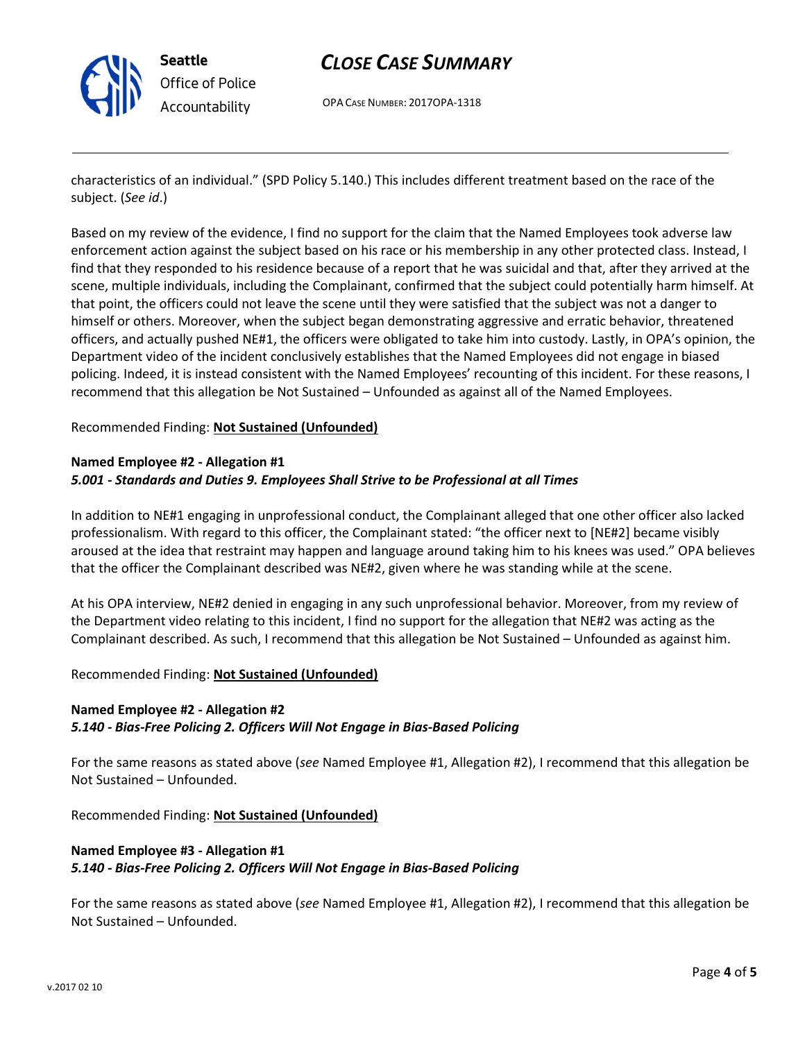characteristics of an individual." (SPD Policy 5.140.) This includes different treatment based on the race of the subject. (*See id*.)

Based on my review of the evidence, I find no support for the claim that the Named Employees took adverse law enforcement action against the subject based on his race or his membership in any other protected class. Instead, I find that they responded to his residence because of a report that he was suicidal and that, after they arrived at the scene, multiple individuals, including the Complainant, confirmed that the subject could potentially harm himself. At that point, the officers could not leave the scene until they were satisfied that the subject was not a danger to himself or others. Moreover, when the subject began demonstrating aggressive and erratic behavior, threatened officers, and actually pushed NE#1, the officers were obligated to take him into custody. Lastly, in OPA's opinion, the Department video of the incident conclusively establishes that the Named Employees did not engage in biased policing. Indeed, it is instead consistent with the Named Employees' recounting of this incident. For these reasons, I recommend that this allegation be Not Sustained – Unfounded as against all of the Named Employees.

Recommended Finding: **Not Sustained (Unfounded)**

**Named Employee #2 - Allegation #1**
***5.001 - Standards and Duties 9. Employees Shall Strive to be Professional at all Times***

In addition to NE#1 engaging in unprofessional conduct, the Complainant alleged that one other officer also lacked professionalism. With regard to this officer, the Complainant stated: "the officer next to [NE#2] became visibly aroused at the idea that restraint may happen and language around taking him to his knees was used." OPA believes that the officer the Complainant described was NE#2, given where he was standing while at the scene.

At his OPA interview, NE#2 denied in engaging in any such unprofessional behavior. Moreover, from my review of the Department video relating to this incident, I find no support for the allegation that NE#2 was acting as the Complainant described. As such, I recommend that this allegation be Not Sustained – Unfounded as against him.

Recommended Finding: **Not Sustained (Unfounded)**

**Named Employee #2 - Allegation #2**
***5.140 - Bias-Free Policing 2. Officers Will Not Engage in Bias-Based Policing***

For the same reasons as stated above (*see* Named Employee #1, Allegation #2), I recommend that this allegation be Not Sustained – Unfounded.

Recommended Finding: **Not Sustained (Unfounded)**

**Named Employee #3 - Allegation #1**
***5.140 - Bias-Free Policing 2. Officers Will Not Engage in Bias-Based Policing***

For the same reasons as stated above (*see* Named Employee #1, Allegation #2), I recommend that this allegation be Not Sustained – Unfounded.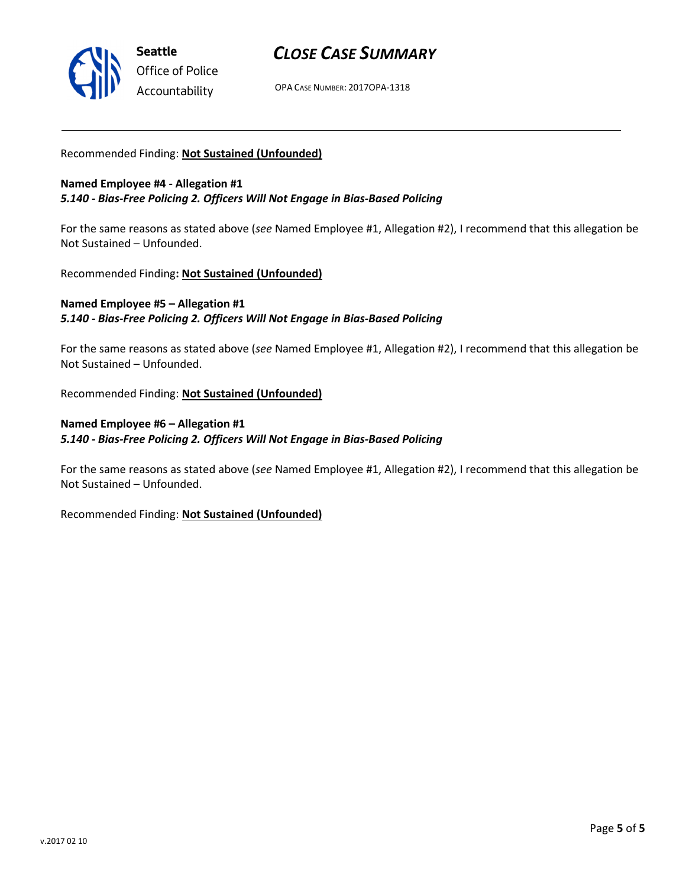Recommended Finding: **Not Sustained (Unfounded)**

**Named Employee #4 - Allegation #1**
***5.140 - Bias-Free Policing 2. Officers Will Not Engage in Bias-Based Policing***

For the same reasons as stated above (*see* Named Employee #1, Allegation #2), I recommend that this allegation be Not Sustained – Unfounded.

Recommended Finding**: Not Sustained (Unfounded)**

**Named Employee #5 – Allegation #1**
***5.140 - Bias-Free Policing 2. Officers Will Not Engage in Bias-Based Policing***

For the same reasons as stated above (*see* Named Employee #1, Allegation #2), I recommend that this allegation be Not Sustained – Unfounded.

Recommended Finding: **Not Sustained (Unfounded)**

**Named Employee #6 – Allegation #1**
***5.140 - Bias-Free Policing 2. Officers Will Not Engage in Bias-Based Policing***

For the same reasons as stated above (*see* Named Employee #1, Allegation #2), I recommend that this allegation be Not Sustained – Unfounded.

Recommended Finding: **Not Sustained (Unfounded)**